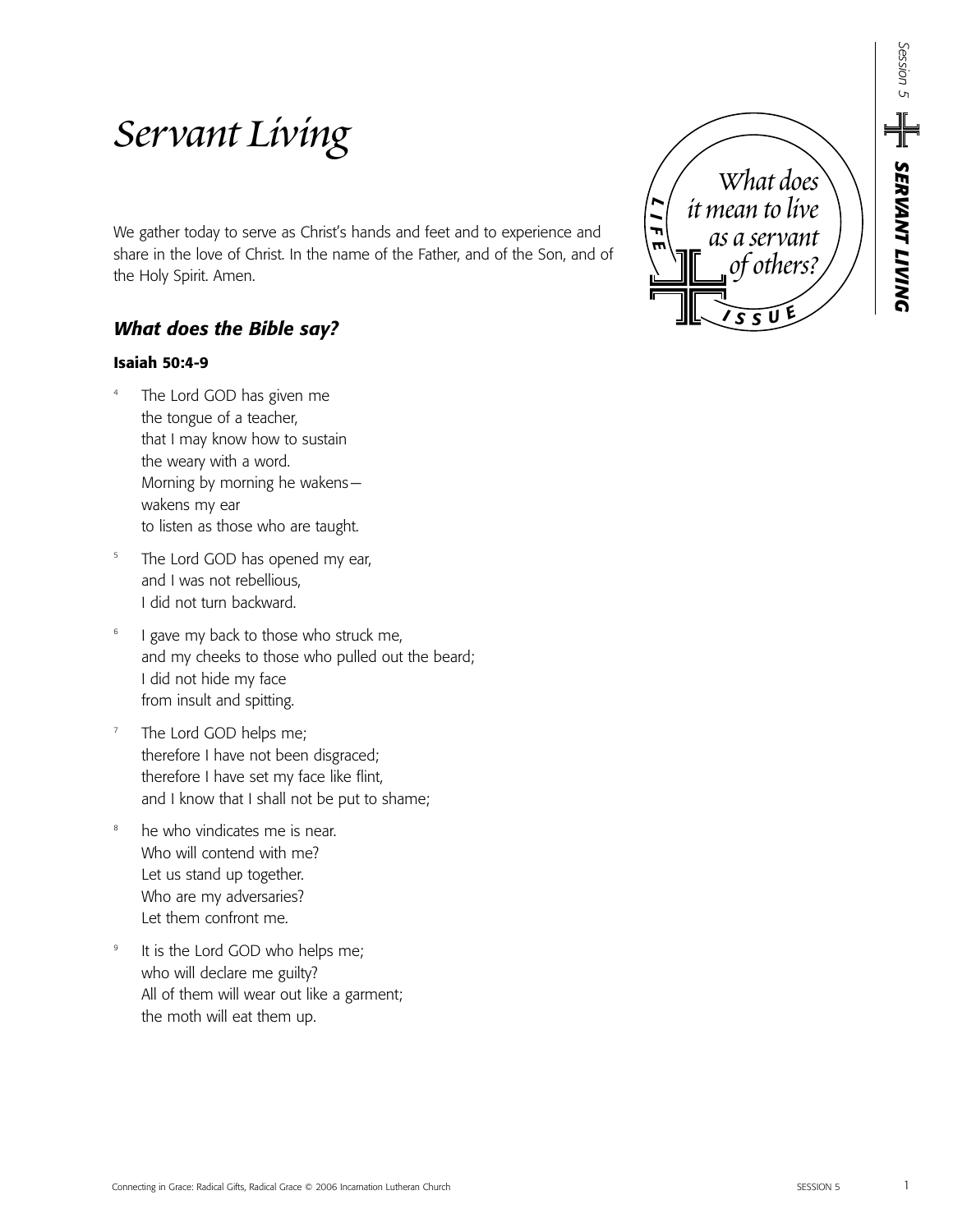# *Servant Living*

*What does it mean to live as a servant of others?*

LIFE ISSUE

We gather today to serve as Christ's hands and feet and to experience and share in the love of Christ. In the name of the Father, and of the Son, and of the Holy Spirit. Amen.

## ***What does the Bible say?***

**Isaiah 50:4-9**

[4] The Lord GOD has given me
the tongue of a teacher,
that I may know how to sustain
the weary with a word.
Morning by morning he wakens—
wakens my ear
to listen as those who are taught.

[5] The Lord GOD has opened my ear,
and I was not rebellious,
I did not turn backward.

[6] I gave my back to those who struck me,
and my cheeks to those who pulled out the beard;
I did not hide my face
from insult and spitting.

[7] The Lord GOD helps me;
therefore I have not been disgraced;
therefore I have set my face like flint,
and I know that I shall not be put to shame;

[8] he who vindicates me is near.
Who will contend with me?
Let us stand up together.
Who are my adversaries?
Let them confront me.

[9] It is the Lord GOD who helps me;
who will declare me guilty?
All of them will wear out like a garment;
the moth will eat them up.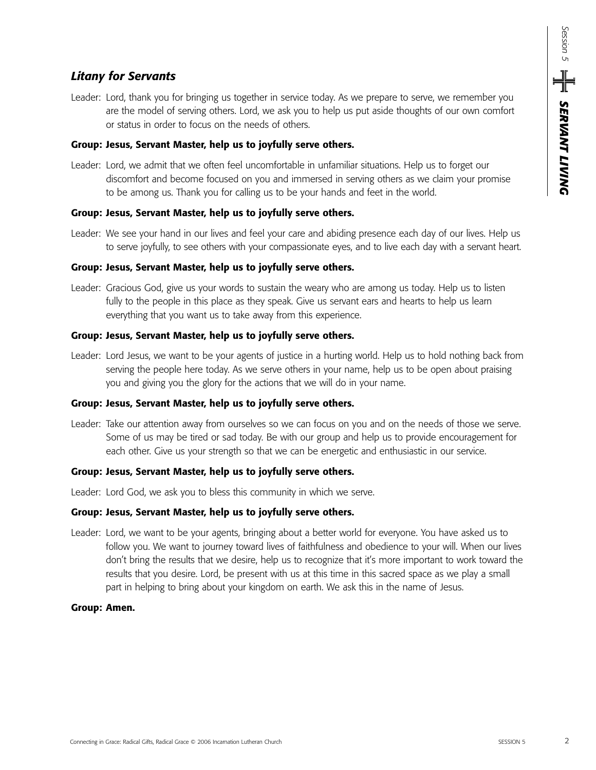## *Litany for Servants*

Leader: Lord, thank you for bringing us together in service today. As we prepare to serve, we remember you are the model of serving others. Lord, we ask you to help us put aside thoughts of our own comfort or status in order to focus on the needs of others.

**Group: Jesus, Servant Master, help us to joyfully serve others.**

Leader: Lord, we admit that we often feel uncomfortable in unfamiliar situations. Help us to forget our discomfort and become focused on you and immersed in serving others as we claim your promise to be among us. Thank you for calling us to be your hands and feet in the world.

**Group: Jesus, Servant Master, help us to joyfully serve others.**

Leader: We see your hand in our lives and feel your care and abiding presence each day of our lives. Help us to serve joyfully, to see others with your compassionate eyes, and to live each day with a servant heart.

**Group: Jesus, Servant Master, help us to joyfully serve others.**

Leader: Gracious God, give us your words to sustain the weary who are among us today. Help us to listen fully to the people in this place as they speak. Give us servant ears and hearts to help us learn everything that you want us to take away from this experience.

**Group: Jesus, Servant Master, help us to joyfully serve others.**

Leader: Lord Jesus, we want to be your agents of justice in a hurting world. Help us to hold nothing back from serving the people here today. As we serve others in your name, help us to be open about praising you and giving you the glory for the actions that we will do in your name.

**Group: Jesus, Servant Master, help us to joyfully serve others.**

Leader: Take our attention away from ourselves so we can focus on you and on the needs of those we serve. Some of us may be tired or sad today. Be with our group and help us to provide encouragement for each other. Give us your strength so that we can be energetic and enthusiastic in our service.

**Group: Jesus, Servant Master, help us to joyfully serve others.**

Leader: Lord God, we ask you to bless this community in which we serve.

**Group: Jesus, Servant Master, help us to joyfully serve others.**

Leader: Lord, we want to be your agents, bringing about a better world for everyone. You have asked us to follow you. We want to journey toward lives of faithfulness and obedience to your will. When our lives don't bring the results that we desire, help us to recognize that it's more important to work toward the results that you desire. Lord, be present with us at this time in this sacred space as we play a small part in helping to bring about your kingdom on earth. We ask this in the name of Jesus.

**Group: Amen.**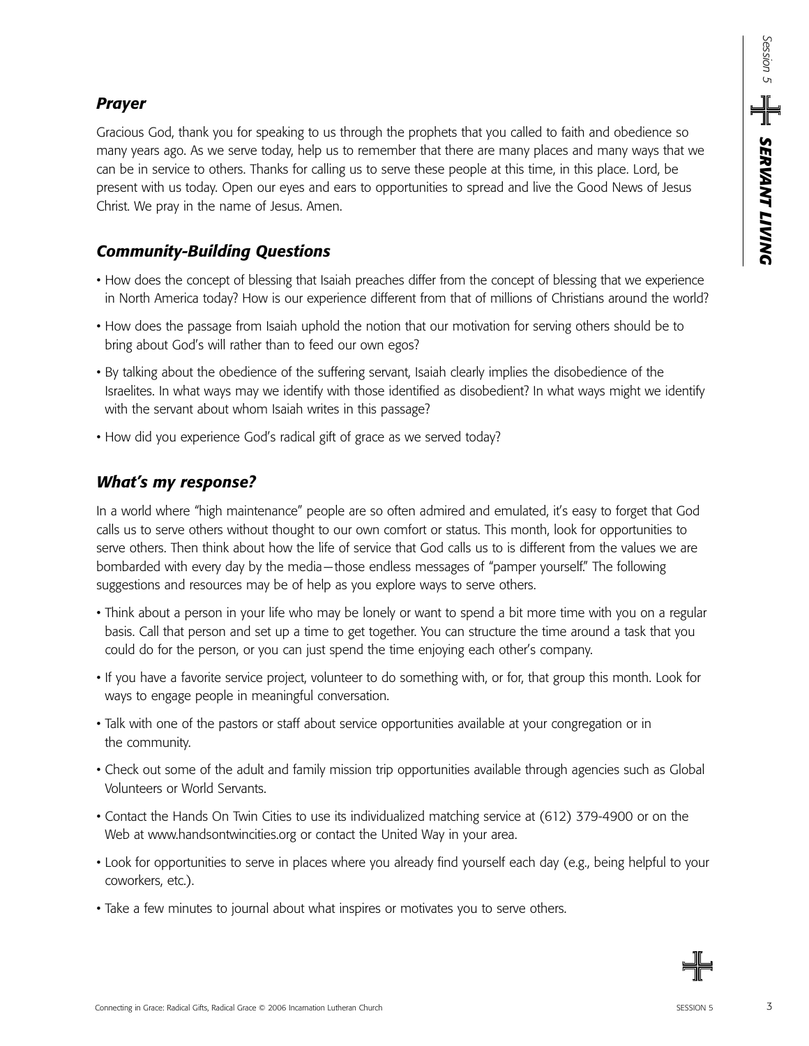## *Prayer*

Gracious God, thank you for speaking to us through the prophets that you called to faith and obedience so many years ago. As we serve today, help us to remember that there are many places and many ways that we can be in service to others. Thanks for calling us to serve these people at this time, in this place. Lord, be present with us today. Open our eyes and ears to opportunities to spread and live the Good News of Jesus Christ. We pray in the name of Jesus. Amen.

## *Community-Building Questions*

- How does the concept of blessing that Isaiah preaches differ from the concept of blessing that we experience in North America today? How is our experience different from that of millions of Christians around the world?
- How does the passage from Isaiah uphold the notion that our motivation for serving others should be to bring about God's will rather than to feed our own egos?
- By talking about the obedience of the suffering servant, Isaiah clearly implies the disobedience of the Israelites. In what ways may we identify with those identified as disobedient? In what ways might we identify with the servant about whom Isaiah writes in this passage?
- How did you experience God's radical gift of grace as we served today?

## *What's my response?*

In a world where "high maintenance" people are so often admired and emulated, it's easy to forget that God calls us to serve others without thought to our own comfort or status. This month, look for opportunities to serve others. Then think about how the life of service that God calls us to is different from the values we are bombarded with every day by the media—those endless messages of "pamper yourself." The following suggestions and resources may be of help as you explore ways to serve others.

- Think about a person in your life who may be lonely or want to spend a bit more time with you on a regular basis. Call that person and set up a time to get together. You can structure the time around a task that you could do for the person, or you can just spend the time enjoying each other's company.
- If you have a favorite service project, volunteer to do something with, or for, that group this month. Look for ways to engage people in meaningful conversation.
- Talk with one of the pastors or staff about service opportunities available at your congregation or in the community.
- Check out some of the adult and family mission trip opportunities available through agencies such as Global Volunteers or World Servants.
- Contact the Hands On Twin Cities to use its individualized matching service at (612) 379-4900 or on the Web at www.handsontwincities.org or contact the United Way in your area.
- Look for opportunities to serve in places where you already find yourself each day (e.g., being helpful to your coworkers, etc.).
- Take a few minutes to journal about what inspires or motivates you to serve others.